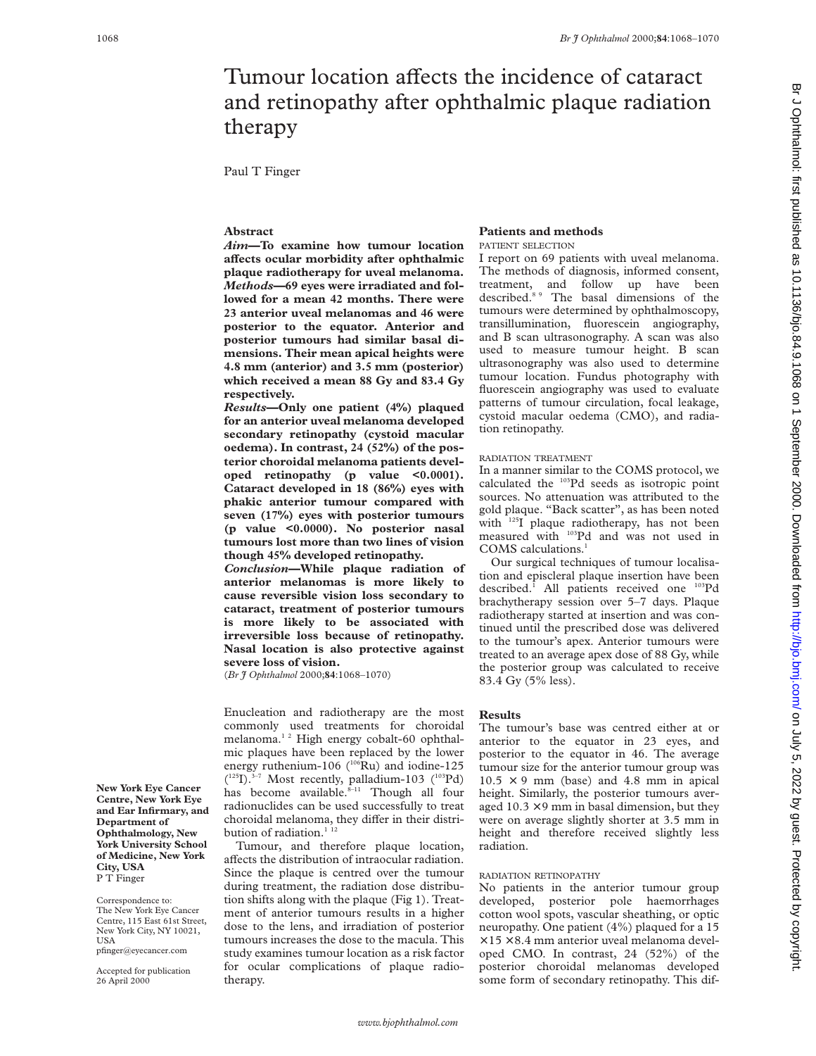# Tumour location affects the incidence of cataract and retinopathy after ophthalmic plaque radiation therapy

Paul T Finger

New York Eye Cancer Centre, New York Eye and Ear Infirmary, and Department of Ophthalmology, New York University School of Medicine, New York City, USA
P T Finger

Correspondence to:
The New York Eye Cancer Centre, 115 East 61st Street, New York City, NY 10021, USA
pfinger@eyecancer.com

Accepted for publication 26 April 2000

## Abstract

***Aim*—To examine how tumour location affects ocular morbidity after ophthalmic plaque radiotherapy for uveal melanoma.**

***Methods*—69 eyes were irradiated and followed for a mean 42 months. There were 23 anterior uveal melanomas and 46 were posterior to the equator. Anterior and posterior tumours had similar basal dimensions. Their mean apical heights were 4.8 mm (anterior) and 3.5 mm (posterior) which received a mean 88 Gy and 83.4 Gy respectively.**

***Results*—Only one patient (4%) plaqued for an anterior uveal melanoma developed secondary retinopathy (cystoid macular oedema). In contrast, 24 (52%) of the posterior choroidal melanoma patients developed retinopathy (p value <0.0001). Cataract developed in 18 (86%) eyes with phakic anterior tumour compared with seven (17%) eyes with posterior tumours (p value <0.0000). No posterior nasal tumours lost more than two lines of vision though 45% developed retinopathy.**

***Conclusion*—While plaque radiation of anterior melanomas is more likely to cause reversible vision loss secondary to cataract, treatment of posterior tumours is more likely to be associated with irreversible loss because of retinopathy. Nasal location is also protective against severe loss of vision.**

(*Br J Ophthalmol* 2000;**84**:1068–1070)

Enucleation and radiotherapy are the most commonly used treatments for choroidal melanoma.[1,2] High energy cobalt-60 ophthalmic plaques have been replaced by the lower energy ruthenium-106 ($^{106}$Ru) and iodine-125 ($^{125}$I).[3–7] Most recently, palladium-103 ($^{103}$Pd) has become available.[8–11] Though all four radionuclides can be used successfully to treat choroidal melanoma, they differ in their distribution of radiation.[1,12]

Tumour, and therefore plaque location, affects the distribution of intraocular radiation. Since the plaque is centred over the tumour during treatment, the radiation dose distribution shifts along with the plaque (Fig 1). Treatment of anterior tumours results in a higher dose to the lens, and irradiation of posterior tumours increases the dose to the macula. This study examines tumour location as a risk factor for ocular complications of plaque radiotherapy.

## Patients and methods

### PATIENT SELECTION

I report on 69 patients with uveal melanoma. The methods of diagnosis, informed consent, treatment, and follow up have been described.[8,9] The basal dimensions of the tumours were determined by ophthalmoscopy, transillumination, fluorescein angiography, and B scan ultrasonography. A scan was also used to measure tumour height. B scan ultrasonography was also used to determine tumour location. Fundus photography with fluorescein angiography was used to evaluate patterns of tumour circulation, focal leakage, cystoid macular oedema (CMO), and radiation retinopathy.

### RADIATION TREATMENT

In a manner similar to the COMS protocol, we calculated the $^{103}$Pd seeds as isotropic point sources. No attenuation was attributed to the gold plaque. "Back scatter", as has been noted with $^{125}$I plaque radiotherapy, has not been measured with $^{103}$Pd and was not used in COMS calculations.[1]

Our surgical techniques of tumour localisation and episcleral plaque insertion have been described.[1] All patients received one $^{103}$Pd brachytherapy session over 5–7 days. Plaque radiotherapy started at insertion and was continued until the prescribed dose was delivered to the tumour's apex. Anterior tumours were treated to an average apex dose of 88 Gy, while the posterior group was calculated to receive 83.4 Gy (5% less).

## Results

The tumour's base was centred either at or anterior to the equator in 23 eyes, and posterior to the equator in 46. The average tumour size for the anterior tumour group was 10.5 × 9 mm (base) and 4.8 mm in apical height. Similarly, the posterior tumours averaged 10.3 × 9 mm in basal dimension, but they were on average slightly shorter at 3.5 mm in height and therefore received slightly less radiation.

### RADIATION RETINOPATHY

No patients in the anterior tumour group developed, posterior pole haemorrhages cotton wool spots, vascular sheathing, or optic neuropathy. One patient (4%) plaqued for a 15 × 15 × 8.4 mm anterior uveal melanoma developed CMO. In contrast, 24 (52%) of the posterior choroidal melanomas developed some form of secondary retinopathy. This dif-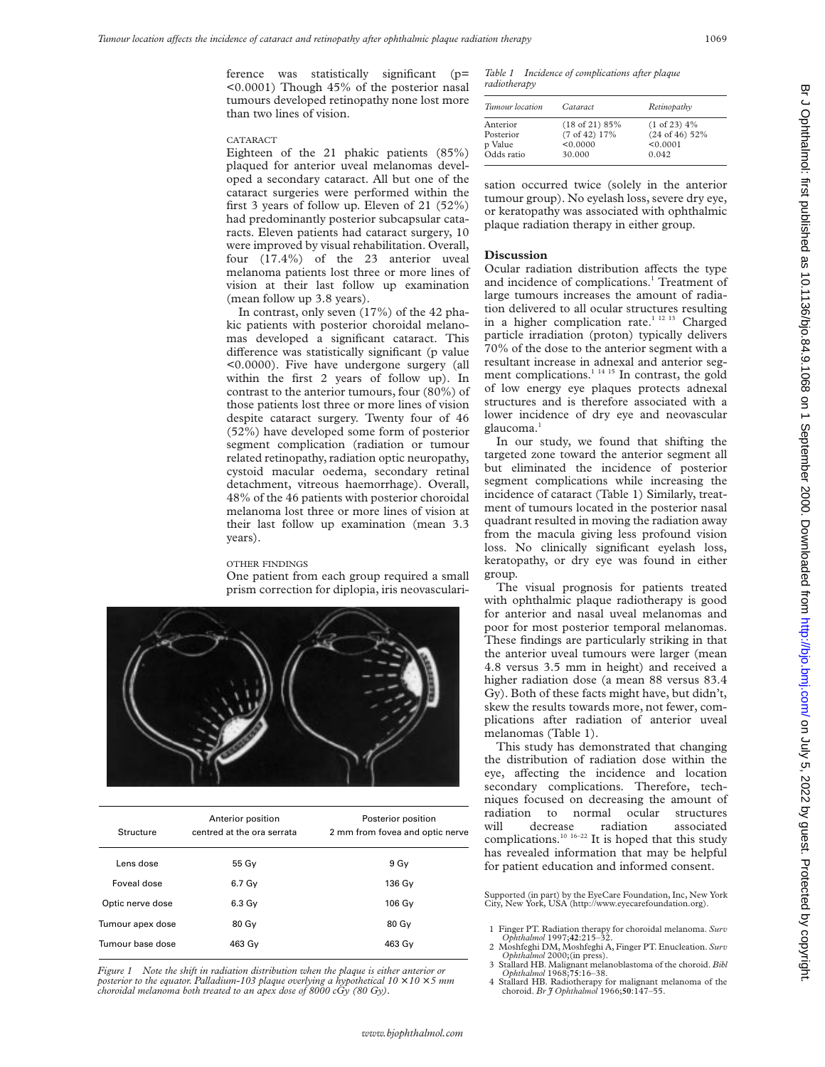ference was statistically significant (p= <0.0001) Though 45% of the posterior nasal tumours developed retinopathy none lost more than two lines of vision.

CATARACT

Eighteen of the 21 phakic patients (85%) plaqued for anterior uveal melanomas developed a secondary cataract. All but one of the cataract surgeries were performed within the first 3 years of follow up. Eleven of 21 (52%) had predominantly posterior subcapsular cataracts. Eleven patients had cataract surgery, 10 were improved by visual rehabilitation. Overall, four (17.4%) of the 23 anterior uveal melanoma patients lost three or more lines of vision at their last follow up examination (mean follow up 3.8 years).

In contrast, only seven (17%) of the 42 phakic patients with posterior choroidal melanomas developed a significant cataract. This difference was statistically significant (p value <0.0000). Five have undergone surgery (all within the first 2 years of follow up). In contrast to the anterior tumours, four (80%) of those patients lost three or more lines of vision despite cataract surgery. Twenty four of 46 (52%) have developed some form of posterior segment complication (radiation or tumour related retinopathy, radiation optic neuropathy, cystoid macular oedema, secondary retinal detachment, vitreous haemorrhage). Overall, 48% of the 46 patients with posterior choroidal melanoma lost three or more lines of vision at their last follow up examination (mean 3.3 years).

OTHER FINDINGS

One patient from each group required a small prism correction for diplopia, iris neovascularisation occurred twice (solely in the anterior tumour group). No eyelash loss, severe dry eye, or keratopathy was associated with ophthalmic plaque radiation therapy in either group.

| Structure | Anterior position centred at the ora serrata | Posterior position 2 mm from fovea and optic nerve |
|---|---|---|
| Lens dose | 55 Gy | 9 Gy |
| Foveal dose | 6.7 Gy | 136 Gy |
| Optic nerve dose | 6.3 Gy | 106 Gy |
| Tumour apex dose | 80 Gy | 80 Gy |
| Tumour base dose | 463 Gy | 463 Gy |

*Figure 1 Note the shift in radiation distribution when the plaque is either anterior or posterior to the equator. Palladium-103 plaque overlying a hypothetical 10 × 10 × 5 mm choroidal melanoma both treated to an apex dose of 8000 cGy (80 Gy).*

*Table 1 Incidence of complications after plaque radiotherapy*

| Tumour location | Cataract | Retinopathy |
|---|---|---|
| Anterior | (18 of 21) 85% | (1 of 23) 4% |
| Posterior | (7 of 42) 17% | (24 of 46) 52% |
| p Value | <0.0000 | <0.0001 |
| Odds ratio | 30.000 | 0.042 |

## Discussion

Ocular radiation distribution affects the type and incidence of complications.[1] Treatment of large tumours increases the amount of radiation delivered to all ocular structures resulting in a higher complication rate.[1 12 13] Charged particle irradiation (proton) typically delivers 70% of the dose to the anterior segment with a resultant increase in adnexal and anterior segment complications.[1 14 15] In contrast, the gold of low energy eye plaques protects adnexal structures and is therefore associated with a lower incidence of dry eye and neovascular glaucoma.[1]

In our study, we found that shifting the targeted zone toward the anterior segment all but eliminated the incidence of posterior segment complications while increasing the incidence of cataract (Table 1) Similarly, treatment of tumours located in the posterior nasal quadrant resulted in moving the radiation away from the macula giving less profound vision loss. No clinically significant eyelash loss, keratopathy, or dry eye was found in either group.

The visual prognosis for patients treated with ophthalmic plaque radiotherapy is good for anterior and nasal uveal melanomas and poor for most posterior temporal melanomas. These findings are particularly striking in that the anterior uveal tumours were larger (mean 4.8 versus 3.5 mm in height) and received a higher radiation dose (a mean 88 versus 83.4 Gy). Both of these facts might have, but didn't, skew the results towards more, not fewer, complications after radiation of anterior uveal melanomas (Table 1).

This study has demonstrated that changing the distribution of radiation dose within the eye, affecting the incidence and location secondary complications. Therefore, techniques focused on decreasing the amount of radiation to normal ocular structures will decrease radiation associated complications.[10 16–22] It is hoped that this study has revealed information that may be helpful for patient education and informed consent.

Supported (in part) by the EyeCare Foundation, Inc, New York City, New York, USA (http://www.eyecarefoundation.org).

1 Finger PT. Radiation therapy for choroidal melanoma. *Surv Ophthalmol* 1997;**42**:215–32.
2 Moshfeghi DM, Moshfeghi A, Finger PT. Enucleation. *Surv Ophthalmol* 2000;(in press).
3 Stallard HB. Malignant melanoblastoma of the choroid. *Bibl Ophthalmol* 1968;**75**:16–38.
4 Stallard HB. Radiotherapy for malignant melanoma of the choroid. *Br J Ophthalmol* 1966;**50**:147–55.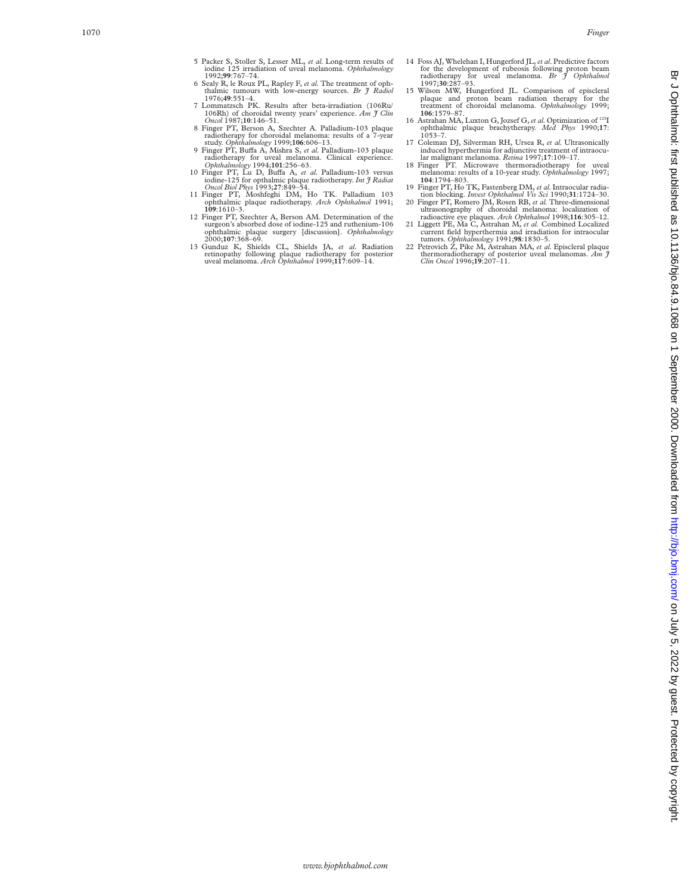5 Packer S, Stoller S, Lesser ML, *et al*. Long-term results of iodine 125 irradiation of uveal melanoma. *Ophthalmology* 1992;**99**:767–74.

6 Sealy R, le Roux PL, Rapley F, *et al*. The treatment of ophthalmic tumours with low-energy sources. *Br J Radiol* 1976;**49**:551–4.

7 Lommatzsch PK. Results after beta-irradiation (106Ru/106Rh) of choroidal twenty years' experience. *Am J Clin Oncol* 1987;**10**:146–51.

8 Finger PT, Berson A, Szechter A. Palladium-103 plaque radiotherapy for choroidal melanoma: results of a 7-year study. *Ophthalmology* 1999;**106**:606–13.

9 Finger PT, Buffa A, Mishra S, *et al*. Palladium-103 plaque radiotherapy for uveal melanoma. Clinical experience. *Ophthalmology* 1994;**101**:256–63.

10 Finger PT, Lu D, Buffa A, *et al*. Palladium-103 versus iodine-125 for opthalmic plaque radiotherapy. *Int J Radiat Oncol Biol Phys* 1993;**27**:849–54.

11 Finger PT, Moshfeghi DM, Ho TK. Palladium 103 ophthalmic plaque radiotherapy. *Arch Ophthalmol* 1991; **109**:1610–3.

12 Finger PT, Szechter A, Berson AM. Determination of the surgeon's absorbed dose of iodine-125 and ruthenium-106 ophthalmic plaque surgery [discussion]. *Ophthalmology* 2000;**107**:368–69.

13 Gunduz K, Shields CL, Shields JA, *et al*. Radiation retinopathy following plaque radiotherapy for posterior uveal melanoma. *Arch Ophthalmol* 1999;**117**:609–14.

14 Foss AJ, Whelehan I, Hungerford JL, *et al*. Predictive factors for the development of rubeosis following proton beam radiotherapy for uveal melanoma. *Br J Ophthalmol* 1997;**30**:287–93.

15 Wilson MW, Hungerford JL. Comparison of episcleral plaque and proton beam radiation therapy for the treatment of choroidal melanoma. *Ophthalmology* 1999; **106**:1579–87.

16 Astrahan MA, Luxton G, Jozsef G, *et al*. Optimization of $^{125}$I ophthalmic plaque brachytherapy. *Med Phys* 1990;**17**: 1053–7.

17 Coleman DJ, Silverman RH, Ursea R, *et al*. Ultrasonically induced hyperthermia for adjunctive treatment of intraocular malignant melanoma. *Retina* 1997;**17**:109–17.

18 Finger PT. Microwave thermoradiotherapy for uveal melanoma: results of a 10-year study. *Ophthalmology* 1997; **104**:1794–803.

19 Finger PT, Ho TK, Fastenberg DM, *et al*. Intraocular radiation blocking. *Invest Ophthalmol Vis Sci* 1990;**31**:1724–30.

20 Finger PT, Romero JM, Rosen RB, *et al*. Three-dimensional ultrasonography of choroidal melanoma: localization of radioactive eye plaques. *Arch Ophthalmol* 1998;**116**:305–12.

21 Liggett PE, Ma C, Astrahan M, *et al*. Combined Localized current field hyperthermia and irradiation for intraocular tumors. *Ophthalmology* 1991;**98**:1830–5.

22 Petrovich Z, Pike M, Astrahan MA, *et al*. Episcleral plaque thermoradiotherapy of posterior uveal melanomas. *Am J Clin Oncol* 1996;**19**:207–11.